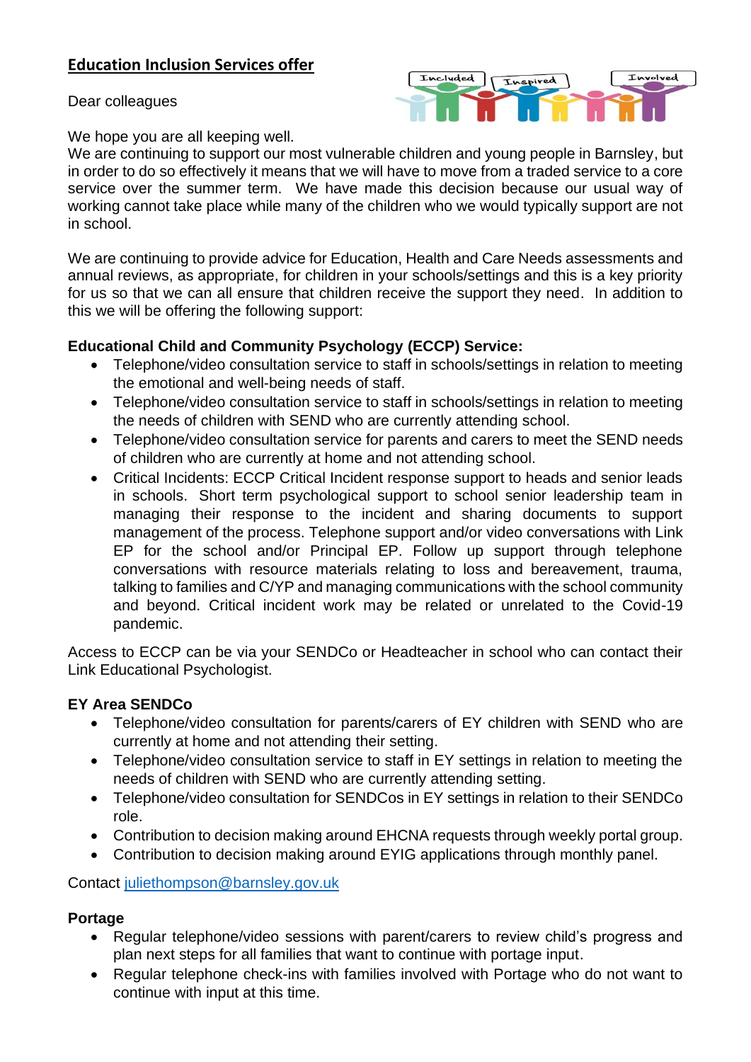# Education Inclusion Services offer

Dear colleagues

We hope you are all keeping well.

We are continuing to support our most vulnerable children and young people in Barnsley, but in order to do so effectively it means that we will have to move from a traded service to a core service over the summer term. We have made this decision because our usual way of working cannot take place while many of the children who we would typically support are not in school.

We are continuing to provide advice for Education, Health and Care Needs assessments and annual reviews, as appropriate, for children in your schools/settings and this is a key priority for us so that we can all ensure that children receive the support they need. In addition to this we will be offering the following support:

**Educational Child and Community Psychology (ECCP) Service:**

- Telephone/video consultation service to staff in schools/settings in relation to meeting the emotional and well-being needs of staff.
- Telephone/video consultation service to staff in schools/settings in relation to meeting the needs of children with SEND who are currently attending school.
- Telephone/video consultation service for parents and carers to meet the SEND needs of children who are currently at home and not attending school.
- Critical Incidents: ECCP Critical Incident response support to heads and senior leads in schools. Short term psychological support to school senior leadership team in managing their response to the incident and sharing documents to support management of the process. Telephone support and/or video conversations with Link EP for the school and/or Principal EP. Follow up support through telephone conversations with resource materials relating to loss and bereavement, trauma, talking to families and C/YP and managing communications with the school community and beyond. Critical incident work may be related or unrelated to the Covid-19 pandemic.

Access to ECCP can be via your SENDCo or Headteacher in school who can contact their Link Educational Psychologist.

**EY Area SENDCo**

- Telephone/video consultation for parents/carers of EY children with SEND who are currently at home and not attending their setting.
- Telephone/video consultation service to staff in EY settings in relation to meeting the needs of children with SEND who are currently attending setting.
- Telephone/video consultation for SENDCos in EY settings in relation to their SENDCo role.
- Contribution to decision making around EHCNA requests through weekly portal group.
- Contribution to decision making around EYIG applications through monthly panel.

Contact [juliethompson@barnsley.gov.uk](mailto:juliethompson@barnsley.gov.uk)

**Portage**

- Regular telephone/video sessions with parent/carers to review child's progress and plan next steps for all families that want to continue with portage input.
- Regular telephone check-ins with families involved with Portage who do not want to continue with input at this time.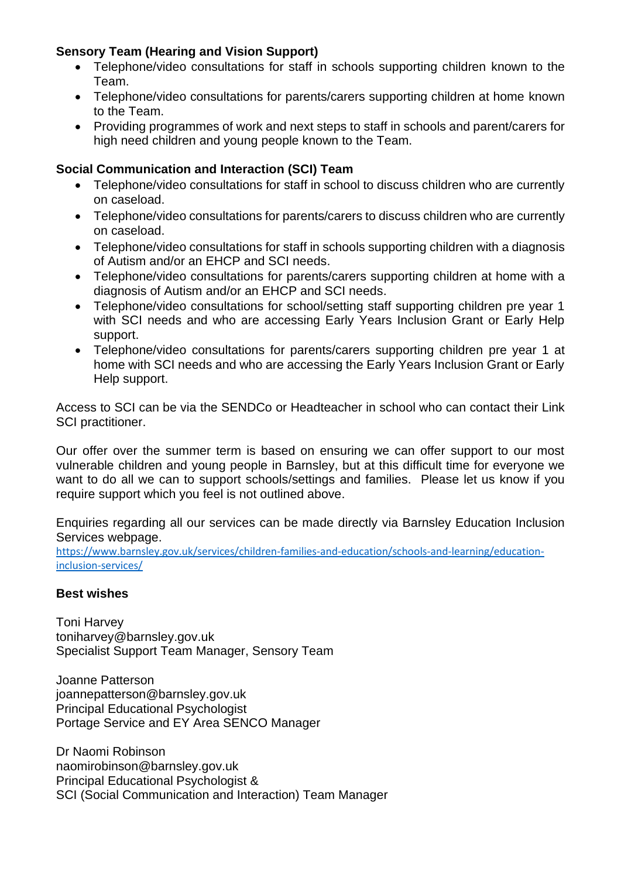**Sensory Team (Hearing and Vision Support)**

- Telephone/video consultations for staff in schools supporting children known to the Team.
- Telephone/video consultations for parents/carers supporting children at home known to the Team.
- Providing programmes of work and next steps to staff in schools and parent/carers for high need children and young people known to the Team.

**Social Communication and Interaction (SCI) Team**

- Telephone/video consultations for staff in school to discuss children who are currently on caseload.
- Telephone/video consultations for parents/carers to discuss children who are currently on caseload.
- Telephone/video consultations for staff in schools supporting children with a diagnosis of Autism and/or an EHCP and SCI needs.
- Telephone/video consultations for parents/carers supporting children at home with a diagnosis of Autism and/or an EHCP and SCI needs.
- Telephone/video consultations for school/setting staff supporting children pre year 1 with SCI needs and who are accessing Early Years Inclusion Grant or Early Help support.
- Telephone/video consultations for parents/carers supporting children pre year 1 at home with SCI needs and who are accessing the Early Years Inclusion Grant or Early Help support.

Access to SCI can be via the SENDCo or Headteacher in school who can contact their Link SCI practitioner.

Our offer over the summer term is based on ensuring we can offer support to our most vulnerable children and young people in Barnsley, but at this difficult time for everyone we want to do all we can to support schools/settings and families. Please let us know if you require support which you feel is not outlined above.

Enquiries regarding all our services can be made directly via Barnsley Education Inclusion Services webpage.
https://www.barnsley.gov.uk/services/children-families-and-education/schools-and-learning/education-inclusion-services/

**Best wishes**

Toni Harvey
toniharvey@barnsley.gov.uk
Specialist Support Team Manager, Sensory Team

Joanne Patterson
joannepatterson@barnsley.gov.uk
Principal Educational Psychologist
Portage Service and EY Area SENCO Manager

Dr Naomi Robinson
naomirobinson@barnsley.gov.uk
Principal Educational Psychologist &
SCI (Social Communication and Interaction) Team Manager